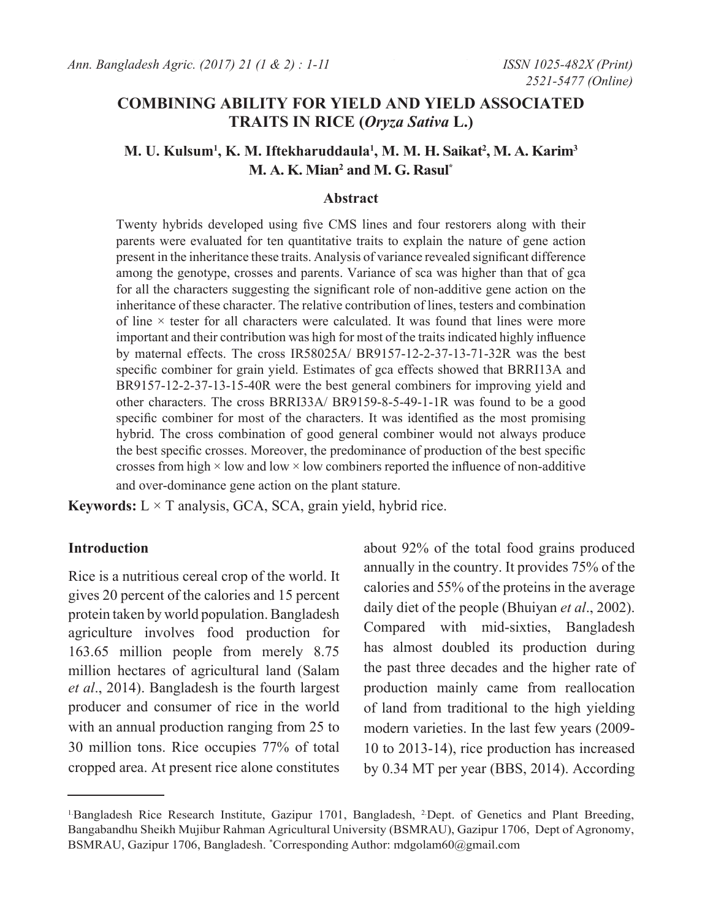# COMBINING ABILITY FOR YIELD AND YIELD ASSOCIATED TRAITS IN RICE (*Oryza Sativa* L.)

**M. U. Kulsum[1], K. M. Iftekharuddaula[1], M. M. H. Saikat[2], M. A. Karim[3] M. A. K. Mian[2] and M. G. Rasul[*]**

## Abstract

Twenty hybrids developed using five CMS lines and four restorers along with their parents were evaluated for ten quantitative traits to explain the nature of gene action present in the inheritance these traits. Analysis of variance revealed significant difference among the genotype, crosses and parents. Variance of sca was higher than that of gca for all the characters suggesting the significant role of non-additive gene action on the inheritance of these character. The relative contribution of lines, testers and combination of line × tester for all characters were calculated. It was found that lines were more important and their contribution was high for most of the traits indicated highly influence by maternal effects. The cross IR58025A/ BR9157-12-2-37-13-71-32R was the best specific combiner for grain yield. Estimates of gca effects showed that BRRI13A and BR9157-12-2-37-13-15-40R were the best general combiners for improving yield and other characters. The cross BRRI33A/ BR9159-8-5-49-1-1R was found to be a good specific combiner for most of the characters. It was identified as the most promising hybrid. The cross combination of good general combiner would not always produce the best specific crosses. Moreover, the predominance of production of the best specific crosses from high × low and low × low combiners reported the influence of non-additive and over-dominance gene action on the plant stature.

**Keywords:** L × T analysis, GCA, SCA, grain yield, hybrid rice.

## Introduction

Rice is a nutritious cereal crop of the world. It gives 20 percent of the calories and 15 percent protein taken by world population. Bangladesh agriculture involves food production for 163.65 million people from merely 8.75 million hectares of agricultural land (Salam *et al*., 2014). Bangladesh is the fourth largest producer and consumer of rice in the world with an annual production ranging from 25 to 30 million tons. Rice occupies 77% of total cropped area. At present rice alone constitutes about 92% of the total food grains produced annually in the country. It provides 75% of the calories and 55% of the proteins in the average daily diet of the people (Bhuiyan *et al*., 2002). Compared with mid-sixties, Bangladesh has almost doubled its production during the past three decades and the higher rate of production mainly came from reallocation of land from traditional to the high yielding modern varieties. In the last few years (2009-10 to 2013-14), rice production has increased by 0.34 MT per year (BBS, 2014). According

---

[1] Bangladesh Rice Research Institute, Gazipur 1701, Bangladesh, [2] Dept. of Genetics and Plant Breeding, Bangabandhu Sheikh Mujibur Rahman Agricultural University (BSMRAU), Gazipur 1706, Dept of Agronomy, BSMRAU, Gazipur 1706, Bangladesh. [*] Corresponding Author: mdgolam60@gmail.com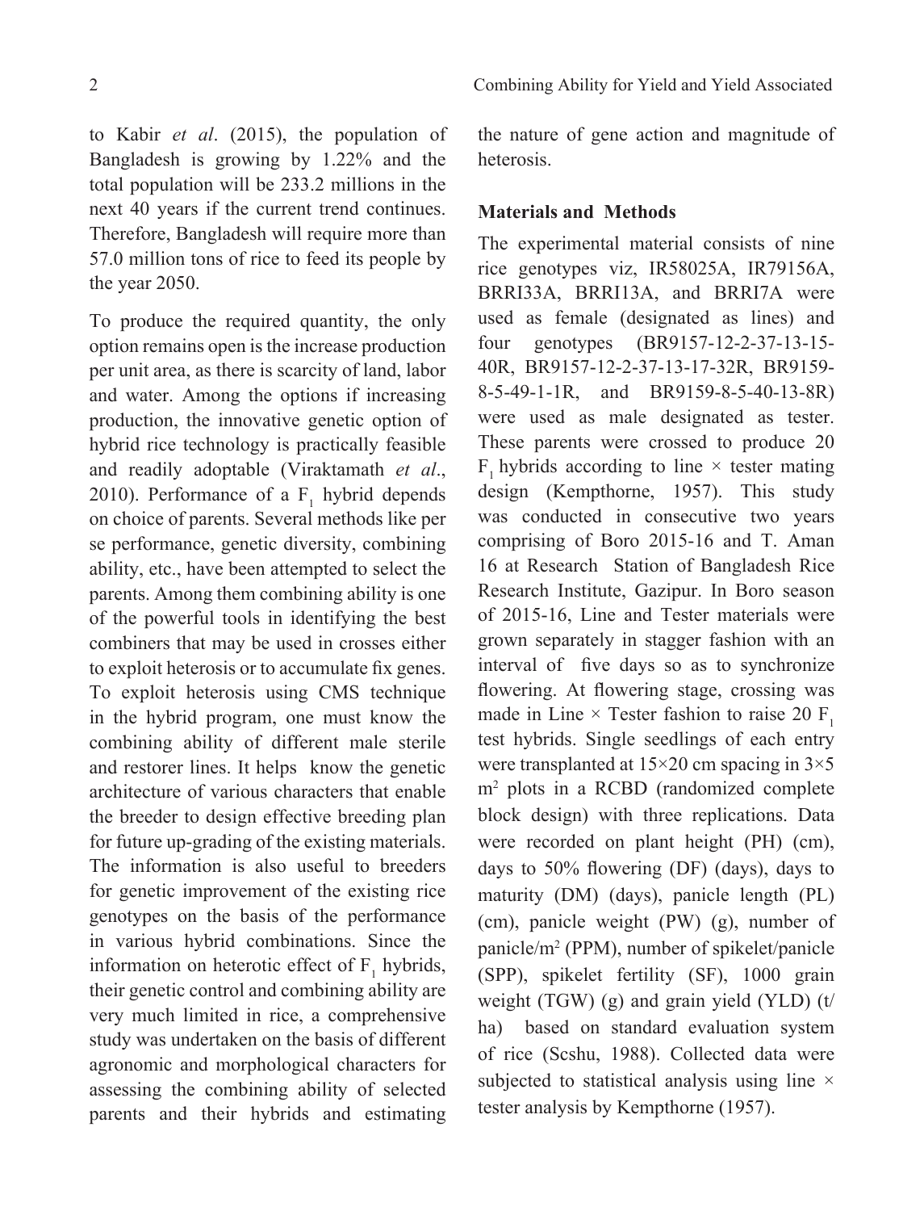to Kabir *et al*. (2015), the population of Bangladesh is growing by 1.22% and the total population will be 233.2 millions in the next 40 years if the current trend continues. Therefore, Bangladesh will require more than 57.0 million tons of rice to feed its people by the year 2050.

To produce the required quantity, the only option remains open is the increase production per unit area, as there is scarcity of land, labor and water. Among the options if increasing production, the innovative genetic option of hybrid rice technology is practically feasible and readily adoptable (Viraktamath *et al*., 2010). Performance of a $F_1$ hybrid depends on choice of parents. Several methods like per se performance, genetic diversity, combining ability, etc., have been attempted to select the parents. Among them combining ability is one of the powerful tools in identifying the best combiners that may be used in crosses either to exploit heterosis or to accumulate fix genes. To exploit heterosis using CMS technique in the hybrid program, one must know the combining ability of different male sterile and restorer lines. It helps know the genetic architecture of various characters that enable the breeder to design effective breeding plan for future up-grading of the existing materials. The information is also useful to breeders for genetic improvement of the existing rice genotypes on the basis of the performance in various hybrid combinations. Since the information on heterotic effect of $F_1$ hybrids, their genetic control and combining ability are very much limited in rice, a comprehensive study was undertaken on the basis of different agronomic and morphological characters for assessing the combining ability of selected parents and their hybrids and estimating the nature of gene action and magnitude of heterosis.

## Materials and Methods

The experimental material consists of nine rice genotypes viz, IR58025A, IR79156A, BRRI33A, BRRI13A, and BRRI7A were used as female (designated as lines) and four genotypes (BR9157-12-2-37-13-15-40R, BR9157-12-2-37-13-17-32R, BR9159-8-5-49-1-1R, and BR9159-8-5-40-13-8R) were used as male designated as tester. These parents were crossed to produce 20 $F_1$ hybrids according to line × tester mating design (Kempthorne, 1957). This study was conducted in consecutive two years comprising of Boro 2015-16 and T. Aman 16 at Research Station of Bangladesh Rice Research Institute, Gazipur. In Boro season of 2015-16, Line and Tester materials were grown separately in stagger fashion with an interval of five days so as to synchronize flowering. At flowering stage, crossing was made in Line × Tester fashion to raise 20 $F_1$ test hybrids. Single seedlings of each entry were transplanted at 15×20 cm spacing in 3×5 $m^2$ plots in a RCBD (randomized complete block design) with three replications. Data were recorded on plant height (PH) (cm), days to 50% flowering (DF) (days), days to maturity (DM) (days), panicle length (PL) (cm), panicle weight (PW) (g), number of panicle/$m^2$ (PPM), number of spikelet/panicle (SPP), spikelet fertility (SF), 1000 grain weight (TGW) (g) and grain yield (YLD) (t/ha) based on standard evaluation system of rice (Scshu, 1988). Collected data were subjected to statistical analysis using line × tester analysis by Kempthorne (1957).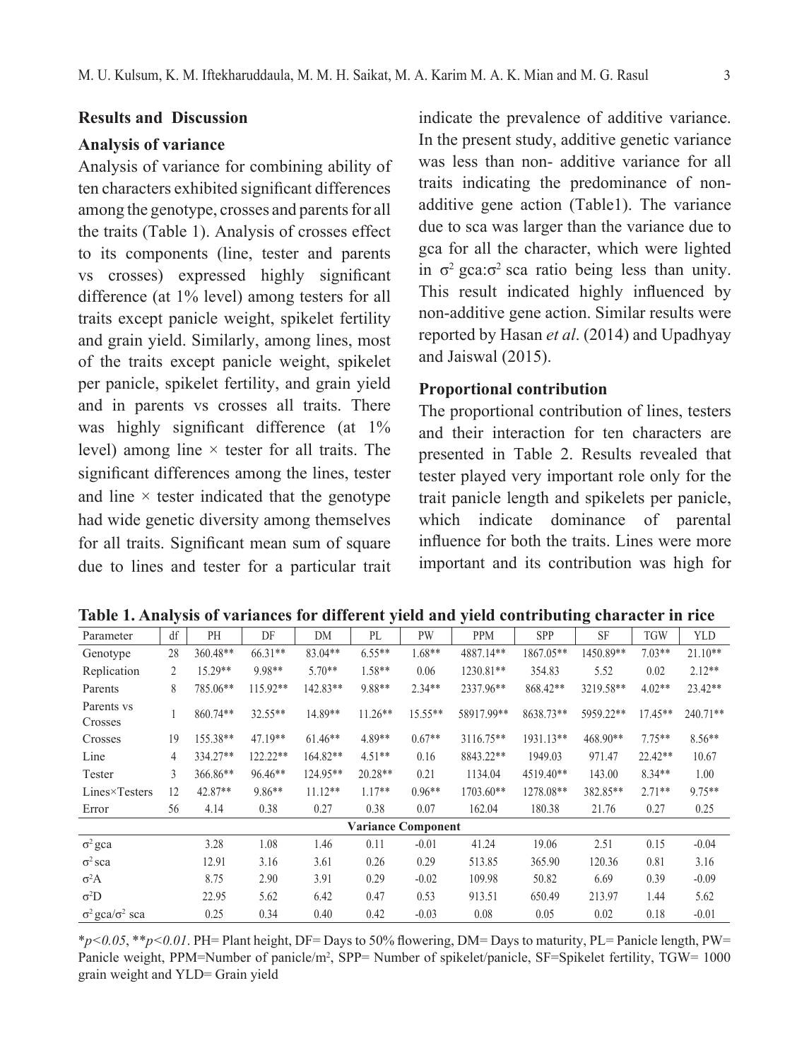## Results and Discussion

### Analysis of variance

Analysis of variance for combining ability of ten characters exhibited significant differences among the genotype, crosses and parents for all the traits (Table 1). Analysis of crosses effect to its components (line, tester and parents vs crosses) expressed highly significant difference (at 1% level) among testers for all traits except panicle weight, spikelet fertility and grain yield. Similarly, among lines, most of the traits except panicle weight, spikelet per panicle, spikelet fertility, and grain yield and in parents vs crosses all traits. There was highly significant difference (at 1% level) among line × tester for all traits. The significant differences among the lines, tester and line × tester indicated that the genotype had wide genetic diversity among themselves for all traits. Significant mean sum of square due to lines and tester for a particular trait indicate the prevalence of additive variance. In the present study, additive genetic variance was less than non- additive variance for all traits indicating the predominance of non-additive gene action (Table1). The variance due to sca was larger than the variance due to gca for all the character, which were lighted in $\sigma^2$ gca:$\sigma^2$ sca ratio being less than unity. This result indicated highly influenced by non-additive gene action. Similar results were reported by Hasan *et al*. (2014) and Upadhyay and Jaiswal (2015).

### Proportional contribution

The proportional contribution of lines, testers and their interaction for ten characters are presented in Table 2. Results revealed that tester played very important role only for the trait panicle length and spikelets per panicle, which indicate dominance of parental influence for both the traits. Lines were more important and its contribution was high for

**Table 1. Analysis of variances for different yield and yield contributing character in rice**

| Parameter | df | PH | DF | DM | PL | PW | PPM | SPP | SF | TGW | YLD |
|---|---|---|---|---|---|---|---|---|---|---|---|
| Genotype | 28 | 360.48** | 66.31** | 83.04** | 6.55** | 1.68** | 4887.14** | 1867.05** | 1450.89** | 7.03** | 21.10** |
| Replication | 2 | 15.29** | 9.98** | 5.70** | 1.58** | 0.06 | 1230.81** | 354.83 | 5.52 | 0.02 | 2.12** |
| Parents | 8 | 785.06** | 115.92** | 142.83** | 9.88** | 2.34** | 2337.96** | 868.42** | 3219.58** | 4.02** | 23.42** |
| Parents vs Crosses | 1 | 860.74** | 32.55** | 14.89** | 11.26** | 15.55** | 58917.99** | 8638.73** | 5959.22** | 17.45** | 240.71** |
| Crosses | 19 | 155.38** | 47.19** | 61.46** | 4.89** | 0.67** | 3116.75** | 1931.13** | 468.90** | 7.75** | 8.56** |
| Line | 4 | 334.27** | 122.22** | 164.82** | 4.51** | 0.16 | 8843.22** | 1949.03 | 971.47 | 22.42** | 10.67 |
| Tester | 3 | 366.86** | 96.46** | 124.95** | 20.28** | 0.21 | 1134.04 | 4519.40** | 143.00 | 8.34** | 1.00 |
| Lines×Testers | 12 | 42.87** | 9.86** | 11.12** | 1.17** | 0.96** | 1703.60** | 1278.08** | 382.85** | 2.71** | 9.75** |
| Error | 56 | 4.14 | 0.38 | 0.27 | 0.38 | 0.07 | 162.04 | 180.38 | 21.76 | 0.27 | 0.25 |
| **Variance Component** | | | | | | | | | | | |
| $\sigma^2$ gca | | 3.28 | 1.08 | 1.46 | 0.11 | -0.01 | 41.24 | 19.06 | 2.51 | 0.15 | -0.04 |
| $\sigma^2$ sca | | 12.91 | 3.16 | 3.61 | 0.26 | 0.29 | 513.85 | 365.90 | 120.36 | 0.81 | 3.16 |
| $\sigma^2$A | | 8.75 | 2.90 | 3.91 | 0.29 | -0.02 | 109.98 | 50.82 | 6.69 | 0.39 | -0.09 |
| $\sigma^2$D | | 22.95 | 5.62 | 6.42 | 0.47 | 0.53 | 913.51 | 650.49 | 213.97 | 1.44 | 5.62 |
| $\sigma^2$ gca/$\sigma^2$ sca | | 0.25 | 0.34 | 0.40 | 0.42 | -0.03 | 0.08 | 0.05 | 0.02 | 0.18 | -0.01 |

*$p<0.05$, **$p<0.01$. PH= Plant height, DF= Days to 50% flowering, DM= Days to maturity, PL= Panicle length, PW= Panicle weight, PPM=Number of panicle/m$^2$, SPP= Number of spikelet/panicle, SF=Spikelet fertility, TGW= 1000 grain weight and YLD= Grain yield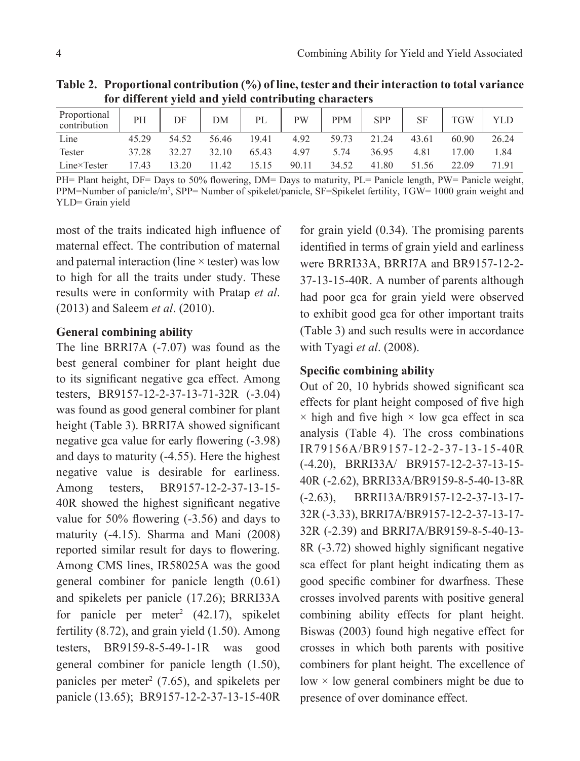**Table 2. Proportional contribution (%) of line, tester and their interaction to total variance for different yield and yield contributing characters**

| Proportional contribution | PH | DF | DM | PL | PW | PPM | SPP | SF | TGW | YLD |
|---|---|---|---|---|---|---|---|---|---|---|
| Line | 45.29 | 54.52 | 56.46 | 19.41 | 4.92 | 59.73 | 21.24 | 43.61 | 60.90 | 26.24 |
| Tester | 37.28 | 32.27 | 32.10 | 65.43 | 4.97 | 5.74 | 36.95 | 4.81 | 17.00 | 1.84 |
| Line×Tester | 17.43 | 13.20 | 11.42 | 15.15 | 90.11 | 34.52 | 41.80 | 51.56 | 22.09 | 71.91 |

PH= Plant height, DF= Days to 50% flowering, DM= Days to maturity, PL= Panicle length, PW= Panicle weight, PPM=Number of panicle/m$^2$, SPP= Number of spikelet/panicle, SF=Spikelet fertility, TGW= 1000 grain weight and YLD= Grain yield

most of the traits indicated high influence of maternal effect. The contribution of maternal and paternal interaction (line × tester) was low to high for all the traits under study. These results were in conformity with Pratap *et al*. (2013) and Saleem *et al*. (2010).

### General combining ability

The line BRRI7A (-7.07) was found as the best general combiner for plant height due to its significant negative gca effect. Among testers, BR9157-12-2-37-13-71-32R (-3.04) was found as good general combiner for plant height (Table 3). BRRI7A showed significant negative gca value for early flowering (-3.98) and days to maturity (-4.55). Here the highest negative value is desirable for earliness. Among testers, BR9157-12-2-37-13-15-40R showed the highest significant negative value for 50% flowering (-3.56) and days to maturity (-4.15). Sharma and Mani (2008) reported similar result for days to flowering. Among CMS lines, IR58025A was the good general combiner for panicle length (0.61) and spikelets per panicle (17.26); BRRI33A for panicle per meter$^2$ (42.17), spikelet fertility (8.72), and grain yield (1.50). Among testers, BR9159-8-5-49-1-1R was good general combiner for panicle length (1.50), panicles per meter$^2$ (7.65), and spikelets per panicle (13.65); BR9157-12-2-37-13-15-40R for grain yield (0.34). The promising parents identified in terms of grain yield and earliness were BRRI33A, BRRI7A and BR9157-12-2-37-13-15-40R. A number of parents although had poor gca for grain yield were observed to exhibit good gca for other important traits (Table 3) and such results were in accordance with Tyagi *et al*. (2008).

### Specific combining ability

Out of 20, 10 hybrids showed significant sca effects for plant height composed of five high × high and five high × low gca effect in sca analysis (Table 4). The cross combinations IR79156A/BR9157-12-2-37-13-15-40R (-4.20), BRRI33A/ BR9157-12-2-37-13-15-40R (-2.62), BRRI33A/BR9159-8-5-40-13-8R (-2.63), BRRI13A/BR9157-12-2-37-13-17-32R (-3.33), BRRI7A/BR9157-12-2-37-13-17-32R (-2.39) and BRRI7A/BR9159-8-5-40-13-8R (-3.72) showed highly significant negative sca effect for plant height indicating them as good specific combiner for dwarfness. These crosses involved parents with positive general combining ability effects for plant height. Biswas (2003) found high negative effect for crosses in which both parents with positive combiners for plant height. The excellence of low × low general combiners might be due to presence of over dominance effect.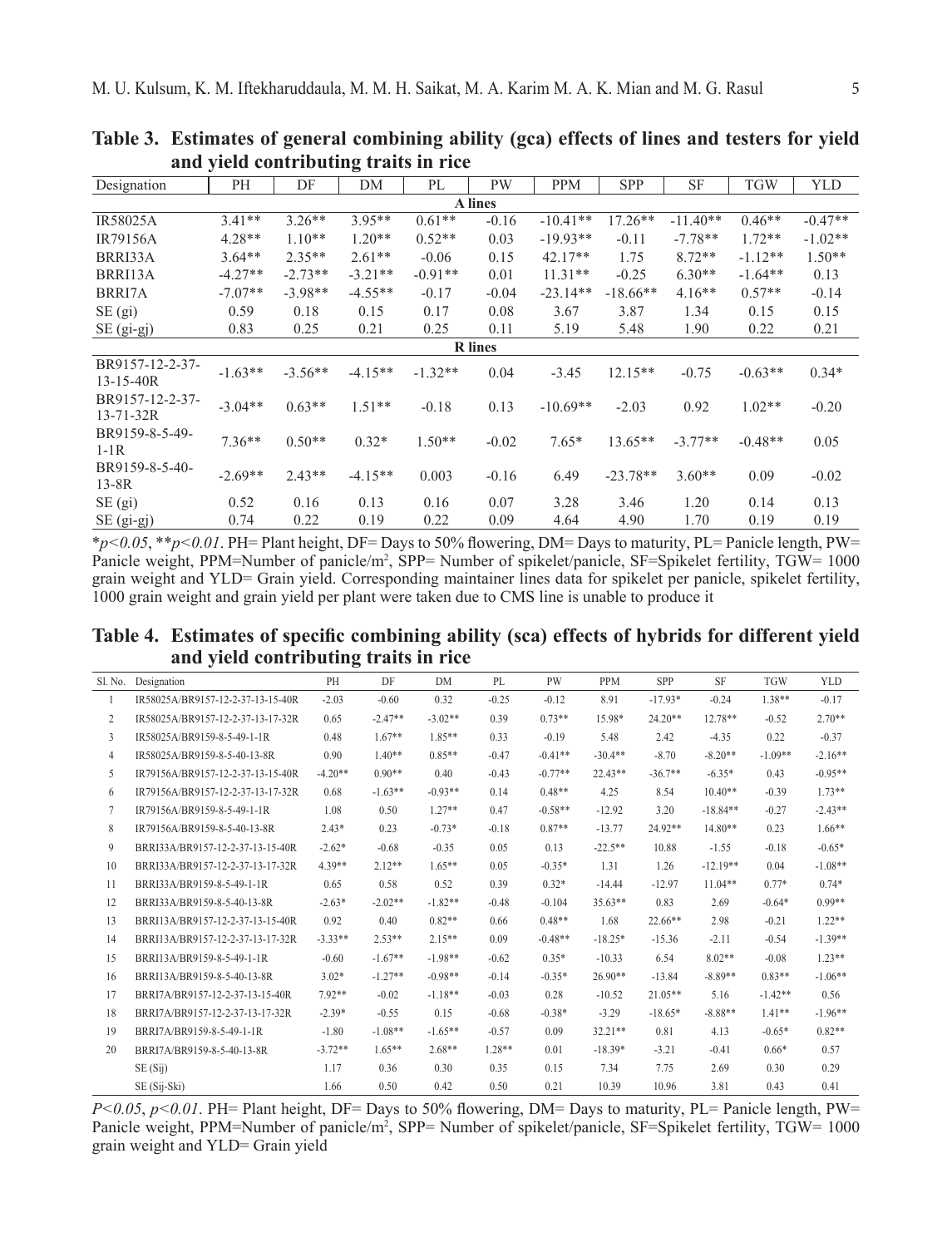**Table 3. Estimates of general combining ability (gca) effects of lines and testers for yield and yield contributing traits in rice**

| Designation | PH | DF | DM | PL | PW | PPM | SPP | SF | TGW | YLD |
|---|---|---|---|---|---|---|---|---|---|---|
| **A lines** | | | | | | | | | | |
| IR58025A | 3.41** | 3.26** | 3.95** | 0.61** | -0.16 | -10.41** | 17.26** | -11.40** | 0.46** | -0.47** |
| IR79156A | 4.28** | 1.10** | 1.20** | 0.52** | 0.03 | -19.93** | -0.11 | -7.78** | 1.72** | -1.02** |
| BRRI33A | 3.64** | 2.35** | 2.61** | -0.06 | 0.15 | 42.17** | 1.75 | 8.72** | -1.12** | 1.50** |
| BRRI13A | -4.27** | -2.73** | -3.21** | -0.91** | 0.01 | 11.31** | -0.25 | 6.30** | -1.64** | 0.13 |
| BRRI7A | -7.07** | -3.98** | -4.55** | -0.17 | -0.04 | -23.14** | -18.66** | 4.16** | 0.57** | -0.14 |
| SE (gi) | 0.59 | 0.18 | 0.15 | 0.17 | 0.08 | 3.67 | 3.87 | 1.34 | 0.15 | 0.15 |
| SE (gi-gj) | 0.83 | 0.25 | 0.21 | 0.25 | 0.11 | 5.19 | 5.48 | 1.90 | 0.22 | 0.21 |
| **R lines** | | | | | | | | | | |
| BR9157-12-2-37-13-15-40R | -1.63** | -3.56** | -4.15** | -1.32** | 0.04 | -3.45 | 12.15** | -0.75 | -0.63** | 0.34* |
| BR9157-12-2-37-13-71-32R | -3.04** | 0.63** | 1.51** | -0.18 | 0.13 | -10.69** | -2.03 | 0.92 | 1.02** | -0.20 |
| BR9159-8-5-49-1-1R | 7.36** | 0.50** | 0.32* | 1.50** | -0.02 | 7.65* | 13.65** | -3.77** | -0.48** | 0.05 |
| BR9159-8-5-40-13-8R | -2.69** | 2.43** | -4.15** | 0.003 | -0.16 | 6.49 | -23.78** | 3.60** | 0.09 | -0.02 |
| SE (gi) | 0.52 | 0.16 | 0.13 | 0.16 | 0.07 | 3.28 | 3.46 | 1.20 | 0.14 | 0.13 |
| SE (gi-gj) | 0.74 | 0.22 | 0.19 | 0.22 | 0.09 | 4.64 | 4.90 | 1.70 | 0.19 | 0.19 |

*$p<0.05$, **$p<0.01$. PH= Plant height, DF= Days to 50% flowering, DM= Days to maturity, PL= Panicle length, PW= Panicle weight, PPM=Number of panicle/m$^2$, SPP= Number of spikelet/panicle, SF=Spikelet fertility, TGW= 1000 grain weight and YLD= Grain yield. Corresponding maintainer lines data for spikelet per panicle, spikelet fertility, 1000 grain weight and grain yield per plant were taken due to CMS line is unable to produce it

**Table 4. Estimates of specific combining ability (sca) effects of hybrids for different yield and yield contributing traits in rice**

| Sl. No. | Designation | PH | DF | DM | PL | PW | PPM | SPP | SF | TGW | YLD |
|---|---|---|---|---|---|---|---|---|---|---|---|
| 1 | IR58025A/BR9157-12-2-37-13-15-40R | -2.03 | -0.60 | 0.32 | -0.25 | -0.12 | 8.91 | -17.93* | -0.24 | 1.38** | -0.17 |
| 2 | IR58025A/BR9157-12-2-37-13-17-32R | 0.65 | -2.47** | -3.02** | 0.39 | 0.73** | 15.98* | 24.20** | 12.78** | -0.52 | 2.70** |
| 3 | IR58025A/BR9159-8-5-49-1-1R | 0.48 | 1.67** | 1.85** | 0.33 | -0.19 | 5.48 | 2.42 | -4.35 | 0.22 | -0.37 |
| 4 | IR58025A/BR9159-8-5-40-13-8R | 0.90 | 1.40** | 0.85** | -0.47 | -0.41** | -30.4** | -8.70 | -8.20** | -1.09** | -2.16** |
| 5 | IR79156A/BR9157-12-2-37-13-15-40R | -4.20** | 0.90** | 0.40 | -0.43 | -0.77** | 22.43** | -36.7** | -6.35* | 0.43 | -0.95** |
| 6 | IR79156A/BR9157-12-2-37-13-17-32R | 0.68 | -1.63** | -0.93** | 0.14 | 0.48** | 4.25 | 8.54 | 10.40** | -0.39 | 1.73** |
| 7 | IR79156A/BR9159-8-5-49-1-1R | 1.08 | 0.50 | 1.27** | 0.47 | -0.58** | -12.92 | 3.20 | -18.84** | -0.27 | -2.43** |
| 8 | IR79156A/BR9159-8-5-40-13-8R | 2.43* | 0.23 | -0.73* | -0.18 | 0.87** | -13.77 | 24.92** | 14.80** | 0.23 | 1.66** |
| 9 | BRRI33A/BR9157-12-2-37-13-15-40R | -2.62* | -0.68 | -0.35 | 0.05 | 0.13 | -22.5** | 10.88 | -1.55 | -0.18 | -0.65* |
| 10 | BRRI33A/BR9157-12-2-37-13-17-32R | 4.39** | 2.12** | 1.65** | 0.05 | -0.35* | 1.31 | 1.26 | -12.19** | 0.04 | -1.08** |
| 11 | BRRI33A/BR9159-8-5-49-1-1R | 0.65 | 0.58 | 0.52 | 0.39 | 0.32* | -14.44 | -12.97 | 11.04** | 0.77* | 0.74* |
| 12 | BRRI33A/BR9159-8-5-40-13-8R | -2.63* | -2.02** | -1.82** | -0.48 | -0.104 | 35.63** | 0.83 | 2.69 | -0.64* | 0.99** |
| 13 | BRRI13A/BR9157-12-2-37-13-15-40R | 0.92 | 0.40 | 0.82** | 0.66 | 0.48** | 1.68 | 22.66** | 2.98 | -0.21 | 1.22** |
| 14 | BRRI13A/BR9157-12-2-37-13-17-32R | -3.33** | 2.53** | 2.15** | 0.09 | -0.48** | -18.25* | -15.36 | -2.11 | -0.54 | -1.39** |
| 15 | BRRI13A/BR9159-8-5-49-1-1R | -0.60 | -1.67** | -1.98** | -0.62 | 0.35* | -10.33 | 6.54 | 8.02** | -0.08 | 1.23** |
| 16 | BRRI13A/BR9159-8-5-40-13-8R | 3.02* | -1.27** | -0.98** | -0.14 | -0.35* | 26.90** | -13.84 | -8.89** | 0.83** | -1.06** |
| 17 | BRRI7A/BR9157-12-2-37-13-15-40R | 7.92** | -0.02 | -1.18** | -0.03 | 0.28 | -10.52 | 21.05** | 5.16 | -1.42** | 0.56 |
| 18 | BRRI7A/BR9157-12-2-37-13-17-32R | -2.39* | -0.55 | 0.15 | -0.68 | -0.38* | -3.29 | -18.65* | -8.88** | 1.41** | -1.96** |
| 19 | BRRI7A/BR9159-8-5-49-1-1R | -1.80 | -1.08** | -1.65** | -0.57 | 0.09 | 32.21** | 0.81 | 4.13 | -0.65* | 0.82** |
| 20 | BRRI7A/BR9159-8-5-40-13-8R | -3.72** | 1.65** | 2.68** | 1.28** | 0.01 | -18.39* | -3.21 | -0.41 | 0.66* | 0.57 |
| | SE (Sij) | 1.17 | 0.36 | 0.30 | 0.35 | 0.15 | 7.34 | 7.75 | 2.69 | 0.30 | 0.29 |
| | SE (Sij-Ski) | 1.66 | 0.50 | 0.42 | 0.50 | 0.21 | 10.39 | 10.96 | 3.81 | 0.43 | 0.41 |

$P<0.05$, $p<0.01$. PH= Plant height, DF= Days to 50% flowering, DM= Days to maturity, PL= Panicle length, PW= Panicle weight, PPM=Number of panicle/m$^2$, SPP= Number of spikelet/panicle, SF=Spikelet fertility, TGW= 1000 grain weight and YLD= Grain yield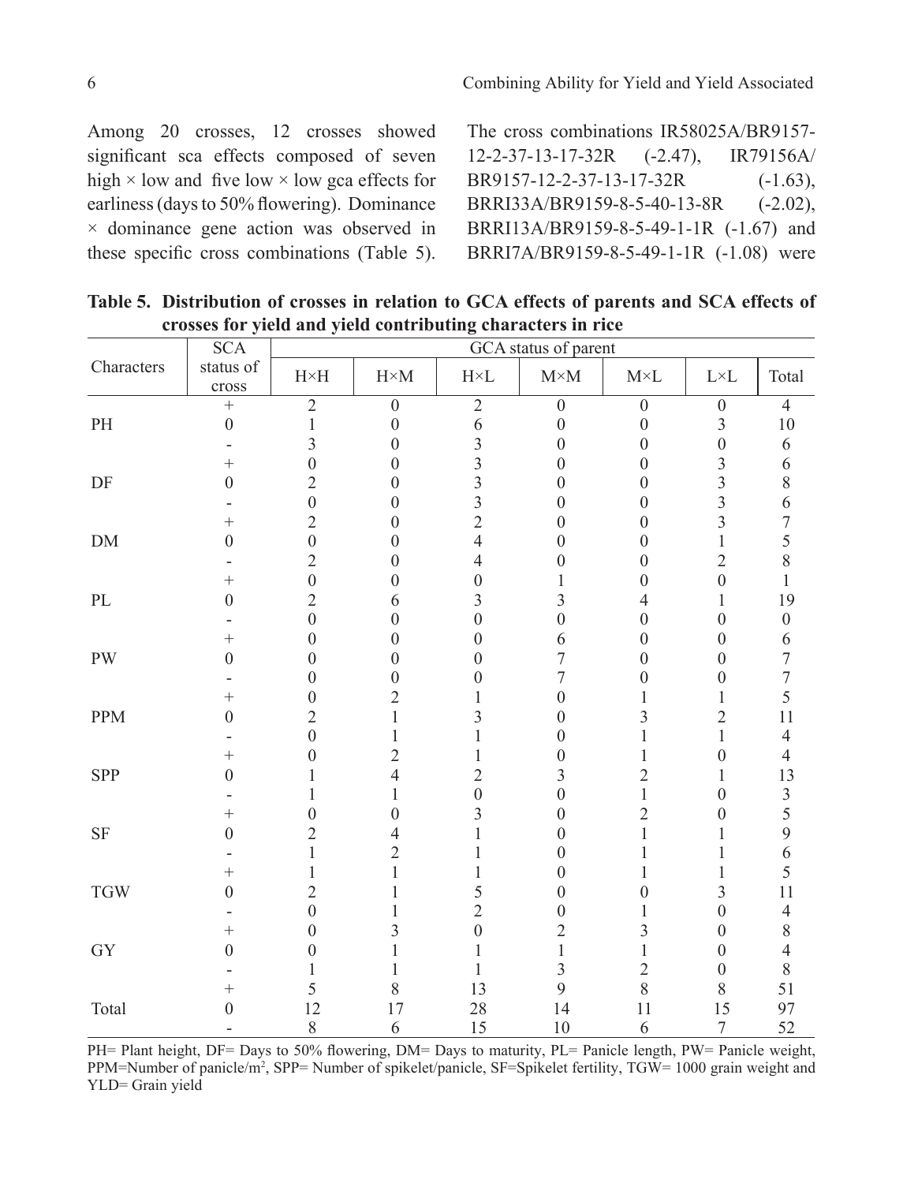Among 20 crosses, 12 crosses showed significant sca effects composed of seven high × low and five low × low gca effects for earliness (days to 50% flowering). Dominance × dominance gene action was observed in these specific cross combinations (Table 5). The cross combinations IR58025A/BR9157-12-2-37-13-17-32R (-2.47), IR79156A/BR9157-12-2-37-13-17-32R (-1.63), BRRI33A/BR9159-8-5-40-13-8R (-2.02), BRRI13A/BR9159-8-5-49-1-1R (-1.67) and BRRI7A/BR9159-8-5-49-1-1R (-1.08) were

**Table 5. Distribution of crosses in relation to GCA effects of parents and SCA effects of crosses for yield and yield contributing characters in rice**

| Characters | SCA status of cross | GCA status of parent | | | | | | |
|---|---|---|---|---|---|---|---|---|
| | | H×H | H×M | H×L | M×M | M×L | L×L | Total |
| PH | + | 2 | 0 | 2 | 0 | 0 | 0 | 4 |
| | 0 | 1 | 0 | 6 | 0 | 0 | 3 | 10 |
| | - | 3 | 0 | 3 | 0 | 0 | 0 | 6 |
| DF | + | 0 | 0 | 3 | 0 | 0 | 3 | 6 |
| | 0 | 2 | 0 | 3 | 0 | 0 | 3 | 8 |
| | - | 0 | 0 | 3 | 0 | 0 | 3 | 6 |
| DM | + | 2 | 0 | 2 | 0 | 0 | 3 | 7 |
| | 0 | 0 | 0 | 4 | 0 | 0 | 1 | 5 |
| | - | 2 | 0 | 4 | 0 | 0 | 2 | 8 |
| PL | + | 0 | 0 | 0 | 1 | 0 | 0 | 1 |
| | 0 | 2 | 6 | 3 | 3 | 4 | 1 | 19 |
| | - | 0 | 0 | 0 | 0 | 0 | 0 | 0 |
| PW | + | 0 | 0 | 0 | 6 | 0 | 0 | 6 |
| | 0 | 0 | 0 | 0 | 7 | 0 | 0 | 7 |
| | - | 0 | 0 | 0 | 7 | 0 | 0 | 7 |
| PPM | + | 0 | 2 | 1 | 0 | 1 | 1 | 5 |
| | 0 | 2 | 1 | 3 | 0 | 3 | 2 | 11 |
| | - | 0 | 1 | 1 | 0 | 1 | 1 | 4 |
| SPP | + | 0 | 2 | 1 | 0 | 1 | 0 | 4 |
| | 0 | 1 | 4 | 2 | 3 | 2 | 1 | 13 |
| | - | 1 | 1 | 0 | 0 | 1 | 0 | 3 |
| SF | + | 0 | 0 | 3 | 0 | 2 | 0 | 5 |
| | 0 | 2 | 4 | 1 | 0 | 1 | 1 | 9 |
| | - | 1 | 2 | 1 | 0 | 1 | 1 | 6 |
| TGW | + | 1 | 1 | 1 | 0 | 1 | 1 | 5 |
| | 0 | 2 | 1 | 5 | 0 | 0 | 3 | 11 |
| | - | 0 | 1 | 2 | 0 | 1 | 0 | 4 |
| GY | + | 0 | 3 | 0 | 2 | 3 | 0 | 8 |
| | 0 | 0 | 1 | 1 | 1 | 1 | 0 | 4 |
| | - | 1 | 1 | 1 | 3 | 2 | 0 | 8 |
| Total | + | 5 | 8 | 13 | 9 | 8 | 8 | 51 |
| | 0 | 12 | 17 | 28 | 14 | 11 | 15 | 97 |
| | - | 8 | 6 | 15 | 10 | 6 | 7 | 52 |

PH= Plant height, DF= Days to 50% flowering, DM= Days to maturity, PL= Panicle length, PW= Panicle weight, PPM=Number of panicle/m$^2$, SPP= Number of spikelet/panicle, SF=Spikelet fertility, TGW= 1000 grain weight and YLD= Grain yield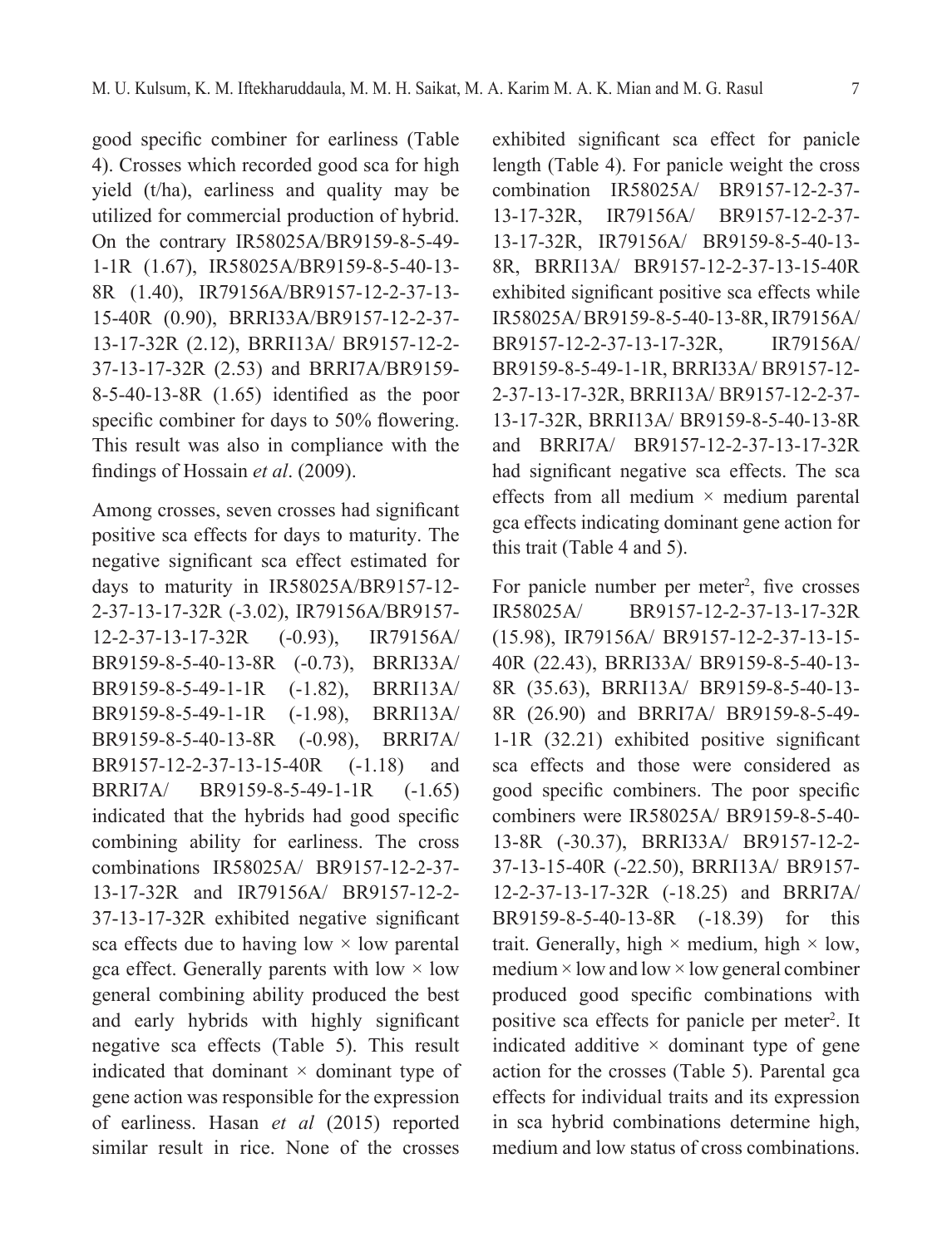good specific combiner for earliness (Table 4). Crosses which recorded good sca for high yield (t/ha), earliness and quality may be utilized for commercial production of hybrid. On the contrary IR58025A/BR9159-8-5-49-1-1R (1.67), IR58025A/BR9159-8-5-40-13-8R (1.40), IR79156A/BR9157-12-2-37-13-15-40R (0.90), BRRI33A/BR9157-12-2-37-13-17-32R (2.12), BRRI13A/ BR9157-12-2-37-13-17-32R (2.53) and BRRI7A/BR9159-8-5-40-13-8R (1.65) identified as the poor specific combiner for days to 50% flowering. This result was also in compliance with the findings of Hossain *et al*. (2009).

Among crosses, seven crosses had significant positive sca effects for days to maturity. The negative significant sca effect estimated for days to maturity in IR58025A/BR9157-12-2-37-13-17-32R (-3.02), IR79156A/BR9157-12-2-37-13-17-32R (-0.93), IR79156A/ BR9159-8-5-40-13-8R (-0.73), BRRI33A/ BR9159-8-5-49-1-1R (-1.82), BRRI13A/ BR9159-8-5-49-1-1R (-1.98), BRRI13A/ BR9159-8-5-40-13-8R (-0.98), BRRI7A/ BR9157-12-2-37-13-15-40R (-1.18) and BRRI7A/ BR9159-8-5-49-1-1R (-1.65) indicated that the hybrids had good specific combining ability for earliness. The cross combinations IR58025A/ BR9157-12-2-37-13-17-32R and IR79156A/ BR9157-12-2-37-13-17-32R exhibited negative significant sca effects due to having low × low parental gca effect. Generally parents with low × low general combining ability produced the best and early hybrids with highly significant negative sca effects (Table 5). This result indicated that dominant × dominant type of gene action was responsible for the expression of earliness. Hasan *et al* (2015) reported similar result in rice. None of the crosses exhibited significant sca effect for panicle length (Table 4). For panicle weight the cross combination IR58025A/ BR9157-12-2-37-13-17-32R, IR79156A/ BR9157-12-2-37-13-17-32R, IR79156A/ BR9159-8-5-40-13-8R, BRRI13A/ BR9157-12-2-37-13-15-40R exhibited significant positive sca effects while IR58025A/ BR9159-8-5-40-13-8R, IR79156A/ BR9157-12-2-37-13-17-32R, IR79156A/ BR9159-8-5-49-1-1R, BRRI33A/ BR9157-12-2-37-13-17-32R, BRRI13A/ BR9157-12-2-37-13-17-32R, BRRI13A/ BR9159-8-5-40-13-8R and BRRI7A/ BR9157-12-2-37-13-17-32R had significant negative sca effects. The sca effects from all medium × medium parental gca effects indicating dominant gene action for this trait (Table 4 and 5).

For panicle number per meter$^2$, five crosses IR58025A/ BR9157-12-2-37-13-17-32R (15.98), IR79156A/ BR9157-12-2-37-13-15-40R (22.43), BRRI33A/ BR9159-8-5-40-13-8R (35.63), BRRI13A/ BR9159-8-5-40-13-8R (26.90) and BRRI7A/ BR9159-8-5-49-1-1R (32.21) exhibited positive significant sca effects and those were considered as good specific combiners. The poor specific combiners were IR58025A/ BR9159-8-5-40-13-8R (-30.37), BRRI33A/ BR9157-12-2-37-13-15-40R (-22.50), BRRI13A/ BR9157-12-2-37-13-17-32R (-18.25) and BRRI7A/ BR9159-8-5-40-13-8R (-18.39) for this trait. Generally, high × medium, high × low, medium × low and low × low general combiner produced good specific combinations with positive sca effects for panicle per meter$^2$. It indicated additive × dominant type of gene action for the crosses (Table 5). Parental gca effects for individual traits and its expression in sca hybrid combinations determine high, medium and low status of cross combinations.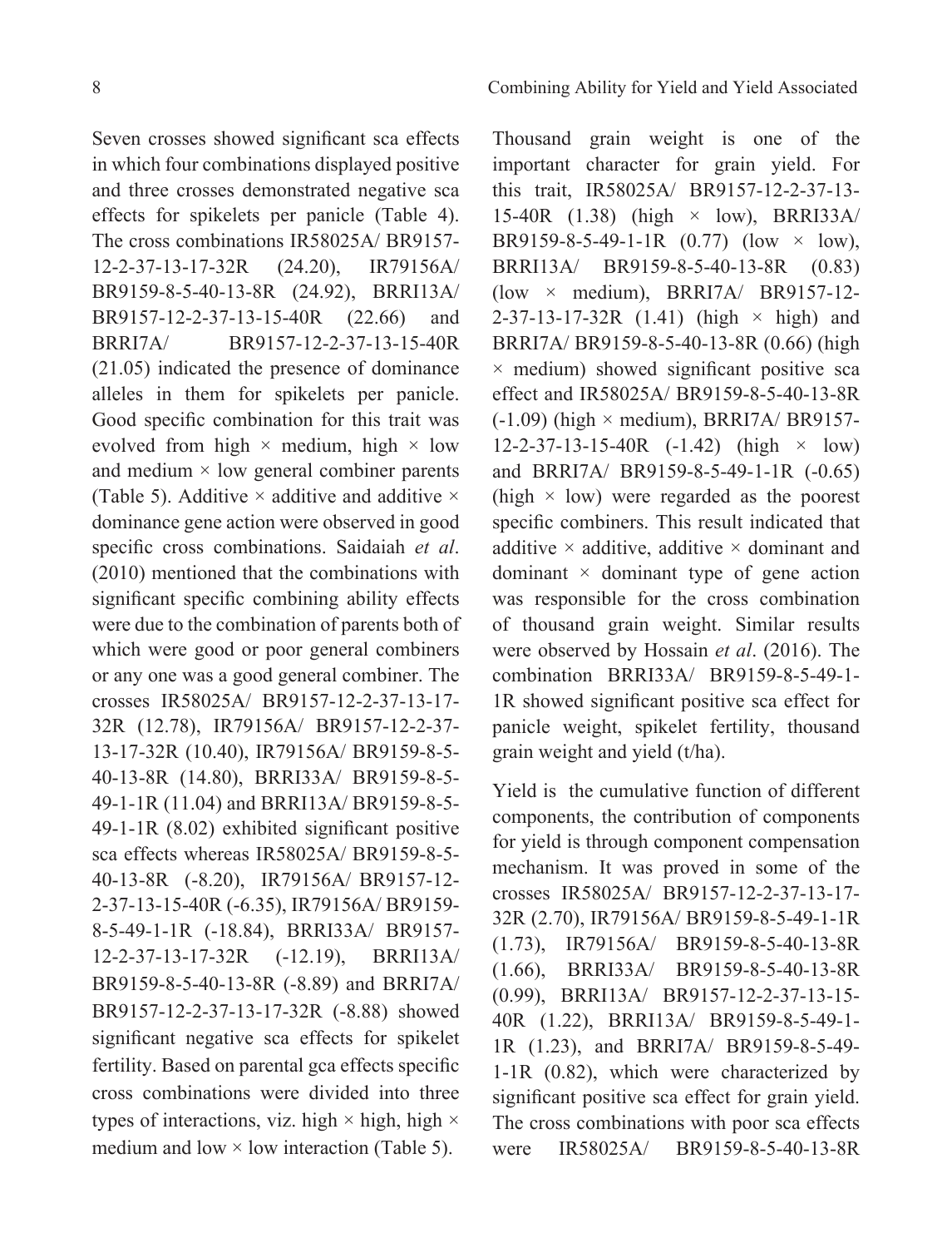Seven crosses showed significant sca effects in which four combinations displayed positive and three crosses demonstrated negative sca effects for spikelets per panicle (Table 4). The cross combinations IR58025A/ BR9157-12-2-37-13-17-32R (24.20), IR79156A/ BR9159-8-5-40-13-8R (24.92), BRRI13A/ BR9157-12-2-37-13-15-40R (22.66) and BRRI7A/ BR9157-12-2-37-13-15-40R (21.05) indicated the presence of dominance alleles in them for spikelets per panicle. Good specific combination for this trait was evolved from high × medium, high × low and medium × low general combiner parents (Table 5). Additive × additive and additive × dominance gene action were observed in good specific cross combinations. Saidaiah *et al*. (2010) mentioned that the combinations with significant specific combining ability effects were due to the combination of parents both of which were good or poor general combiners or any one was a good general combiner. The crosses IR58025A/ BR9157-12-2-37-13-17-32R (12.78), IR79156A/ BR9157-12-2-37-13-17-32R (10.40), IR79156A/ BR9159-8-5-40-13-8R (14.80), BRRI33A/ BR9159-8-5-49-1-1R (11.04) and BRRI13A/ BR9159-8-5-49-1-1R (8.02) exhibited significant positive sca effects whereas IR58025A/ BR9159-8-5-40-13-8R (-8.20), IR79156A/ BR9157-12-2-37-13-15-40R (-6.35), IR79156A/ BR9159-8-5-49-1-1R (-18.84), BRRI33A/ BR9157-12-2-37-13-17-32R (-12.19), BRRI13A/ BR9159-8-5-40-13-8R (-8.89) and BRRI7A/ BR9157-12-2-37-13-17-32R (-8.88) showed significant negative sca effects for spikelet fertility. Based on parental gca effects specific cross combinations were divided into three types of interactions, viz. high × high, high × medium and low × low interaction (Table 5).

Thousand grain weight is one of the important character for grain yield. For this trait, IR58025A/ BR9157-12-2-37-13-15-40R (1.38) (high × low), BRRI33A/ BR9159-8-5-49-1-1R (0.77) (low × low), BRRI13A/ BR9159-8-5-40-13-8R (0.83) (low × medium), BRRI7A/ BR9157-12-2-37-13-17-32R (1.41) (high × high) and BRRI7A/ BR9159-8-5-40-13-8R (0.66) (high × medium) showed significant positive sca effect and IR58025A/ BR9159-8-5-40-13-8R (-1.09) (high × medium), BRRI7A/ BR9157-12-2-37-13-15-40R (-1.42) (high × low) and BRRI7A/ BR9159-8-5-49-1-1R (-0.65) (high × low) were regarded as the poorest specific combiners. This result indicated that additive × additive, additive × dominant and dominant × dominant type of gene action was responsible for the cross combination of thousand grain weight. Similar results were observed by Hossain *et al*. (2016). The combination BRRI33A/ BR9159-8-5-49-1-1R showed significant positive sca effect for panicle weight, spikelet fertility, thousand grain weight and yield (t/ha).

Yield is the cumulative function of different components, the contribution of components for yield is through component compensation mechanism. It was proved in some of the crosses IR58025A/ BR9157-12-2-37-13-17-32R (2.70), IR79156A/ BR9159-8-5-49-1-1R (1.73), IR79156A/ BR9159-8-5-40-13-8R (1.66), BRRI33A/ BR9159-8-5-40-13-8R (0.99), BRRI13A/ BR9157-12-2-37-13-15-40R (1.22), BRRI13A/ BR9159-8-5-49-1-1R (1.23), and BRRI7A/ BR9159-8-5-49-1-1R (0.82), which were characterized by significant positive sca effect for grain yield. The cross combinations with poor sca effects were IR58025A/ BR9159-8-5-40-13-8R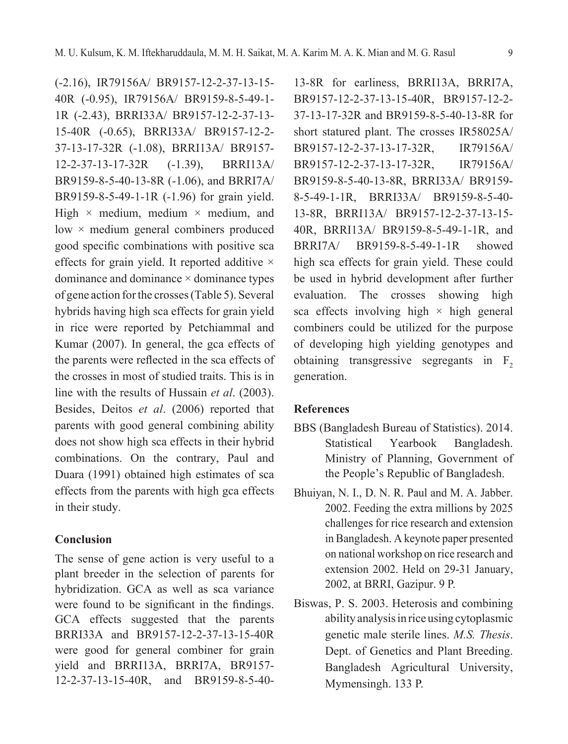(-2.16), IR79156A/ BR9157-12-2-37-13-15-40R (-0.95), IR79156A/ BR9159-8-5-49-1-1R (-2.43), BRRI33A/ BR9157-12-2-37-13-15-40R (-0.65), BRRI33A/ BR9157-12-2-37-13-17-32R (-1.08), BRRI13A/ BR9157-12-2-37-13-17-32R (-1.39), BRRI13A/ BR9159-8-5-40-13-8R (-1.06), and BRRI7A/ BR9159-8-5-49-1-1R (-1.96) for grain yield. High × medium, medium × medium, and low × medium general combiners produced good specific combinations with positive sca effects for grain yield. It reported additive × dominance and dominance × dominance types of gene action for the crosses (Table 5). Several hybrids having high sca effects for grain yield in rice were reported by Petchiammal and Kumar (2007). In general, the gca effects of the parents were reflected in the sca effects of the crosses in most of studied traits. This is in line with the results of Hussain *et al*. (2003). Besides, Deitos *et al*. (2006) reported that parents with good general combining ability does not show high sca effects in their hybrid combinations. On the contrary, Paul and Duara (1991) obtained high estimates of sca effects from the parents with high gca effects in their study.

## Conclusion

The sense of gene action is very useful to a plant breeder in the selection of parents for hybridization. GCA as well as sca variance were found to be significant in the findings. GCA effects suggested that the parents BRRI33A and BR9157-12-2-37-13-15-40R were good for general combiner for grain yield and BRRI13A, BRRI7A, BR9157-12-2-37-13-15-40R, and BR9159-8-5-40-13-8R for earliness, BRRI13A, BRRI7A, BR9157-12-2-37-13-15-40R, BR9157-12-2-37-13-17-32R and BR9159-8-5-40-13-8R for short statured plant. The crosses IR58025A/ BR9157-12-2-37-13-17-32R, IR79156A/ BR9157-12-2-37-13-17-32R, IR79156A/ BR9159-8-5-40-13-8R, BRRI33A/ BR9159-8-5-49-1-1R, BRRI33A/ BR9159-8-5-40-13-8R, BRRI13A/ BR9157-12-2-37-13-15-40R, BRRI13A/ BR9159-8-5-49-1-1R, and BRRI7A/ BR9159-8-5-49-1-1R showed high sca effects for grain yield. These could be used in hybrid development after further evaluation. The crosses showing high sca effects involving high × high general combiners could be utilized for the purpose of developing high yielding genotypes and obtaining transgressive segregants in $F_2$ generation.

## References

BBS (Bangladesh Bureau of Statistics). 2014. Statistical Yearbook Bangladesh. Ministry of Planning, Government of the People's Republic of Bangladesh.

Bhuiyan, N. I., D. N. R. Paul and M. A. Jabber. 2002. Feeding the extra millions by 2025 challenges for rice research and extension in Bangladesh. A keynote paper presented on national workshop on rice research and extension 2002. Held on 29-31 January, 2002, at BRRI, Gazipur. 9 P.

Biswas, P. S. 2003. Heterosis and combining ability analysis in rice using cytoplasmic genetic male sterile lines. *M.S. Thesis*. Dept. of Genetics and Plant Breeding. Bangladesh Agricultural University, Mymensingh. 133 P.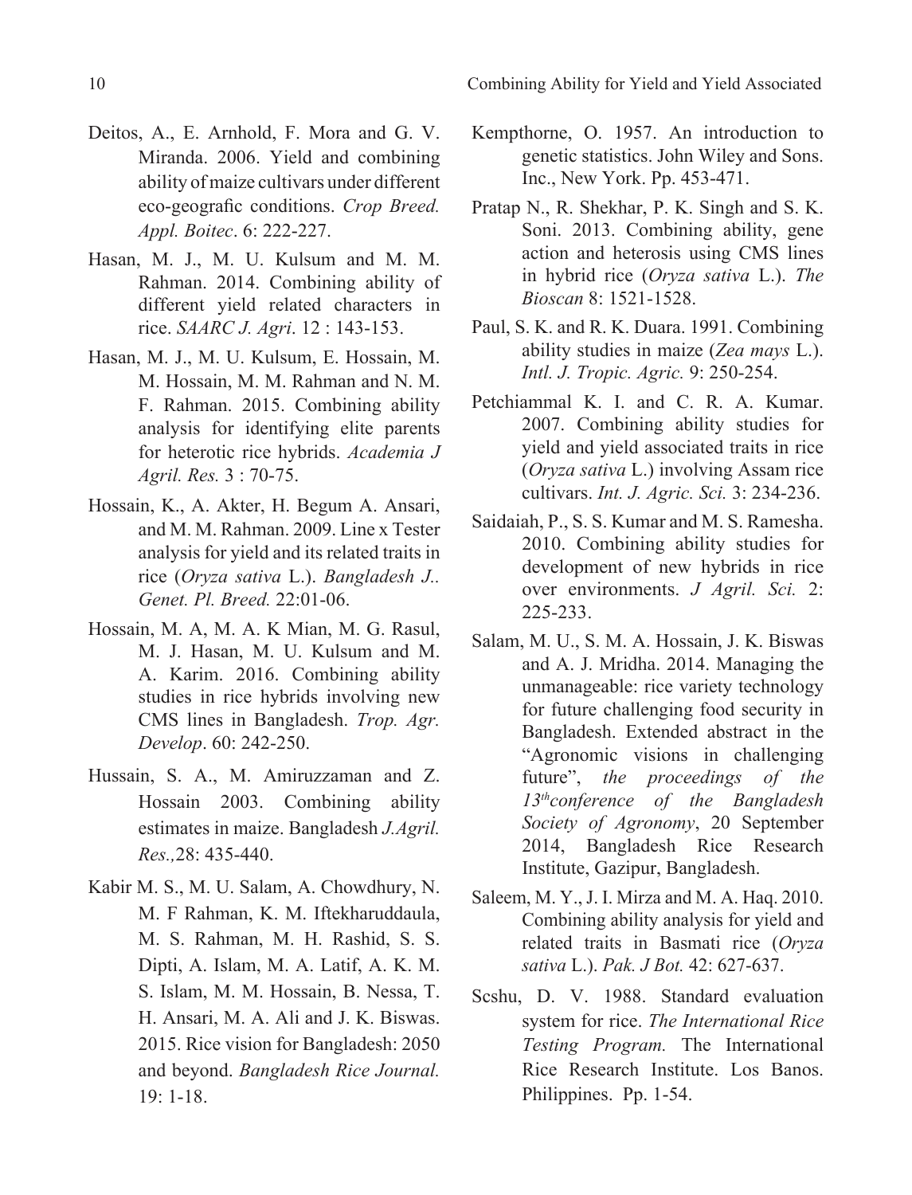Deitos, A., E. Arnhold, F. Mora and G. V. Miranda. 2006. Yield and combining ability of maize cultivars under different eco-geografic conditions. *Crop Breed. Appl. Boitec*. 6: 222-227.

Hasan, M. J., M. U. Kulsum and M. M. Rahman. 2014. Combining ability of different yield related characters in rice. *SAARC J. Agri*. 12 : 143-153.

Hasan, M. J., M. U. Kulsum, E. Hossain, M. M. Hossain, M. M. Rahman and N. M. F. Rahman. 2015. Combining ability analysis for identifying elite parents for heterotic rice hybrids. *Academia J Agril. Res.* 3 : 70-75.

Hossain, K., A. Akter, H. Begum A. Ansari, and M. M. Rahman. 2009. Line x Tester analysis for yield and its related traits in rice (*Oryza sativa* L.). *Bangladesh J.. Genet. Pl. Breed.* 22:01-06.

Hossain, M. A, M. A. K Mian, M. G. Rasul, M. J. Hasan, M. U. Kulsum and M. A. Karim. 2016. Combining ability studies in rice hybrids involving new CMS lines in Bangladesh. *Trop. Agr. Develop*. 60: 242-250.

Hussain, S. A., M. Amiruzzaman and Z. Hossain 2003. Combining ability estimates in maize. Bangladesh *J.Agril. Res.,*28: 435-440.

Kabir M. S., M. U. Salam, A. Chowdhury, N. M. F Rahman, K. M. Iftekharuddaula, M. S. Rahman, M. H. Rashid, S. S. Dipti, A. Islam, M. A. Latif, A. K. M. S. Islam, M. M. Hossain, B. Nessa, T. H. Ansari, M. A. Ali and J. K. Biswas. 2015. Rice vision for Bangladesh: 2050 and beyond. *Bangladesh Rice Journal.* 19: 1-18.

Kempthorne, O. 1957. An introduction to genetic statistics. John Wiley and Sons. Inc., New York. Pp. 453-471.

Pratap N., R. Shekhar, P. K. Singh and S. K. Soni. 2013. Combining ability, gene action and heterosis using CMS lines in hybrid rice (*Oryza sativa* L.). *The Bioscan* 8: 1521-1528.

Paul, S. K. and R. K. Duara. 1991. Combining ability studies in maize (*Zea mays* L.). *Intl. J. Tropic. Agric.* 9: 250-254.

Petchiammal K. I. and C. R. A. Kumar. 2007. Combining ability studies for yield and yield associated traits in rice (*Oryza sativa* L.) involving Assam rice cultivars. *Int. J. Agric. Sci.* 3: 234-236.

Saidaiah, P., S. S. Kumar and M. S. Ramesha. 2010. Combining ability studies for development of new hybrids in rice over environments. *J Agril. Sci.* 2: 225-233.

Salam, M. U., S. M. A. Hossain, J. K. Biswas and A. J. Mridha. 2014. Managing the unmanageable: rice variety technology for future challenging food security in Bangladesh. Extended abstract in the "Agronomic visions in challenging future", *the proceedings of the 13th conference of the Bangladesh Society of Agronomy*, 20 September 2014, Bangladesh Rice Research Institute, Gazipur, Bangladesh.

Saleem, M. Y., J. I. Mirza and M. A. Haq. 2010. Combining ability analysis for yield and related traits in Basmati rice (*Oryza sativa* L.). *Pak. J Bot.* 42: 627-637.

Scshu, D. V. 1988. Standard evaluation system for rice. *The International Rice Testing Program.* The International Rice Research Institute. Los Banos. Philippines. Pp. 1-54.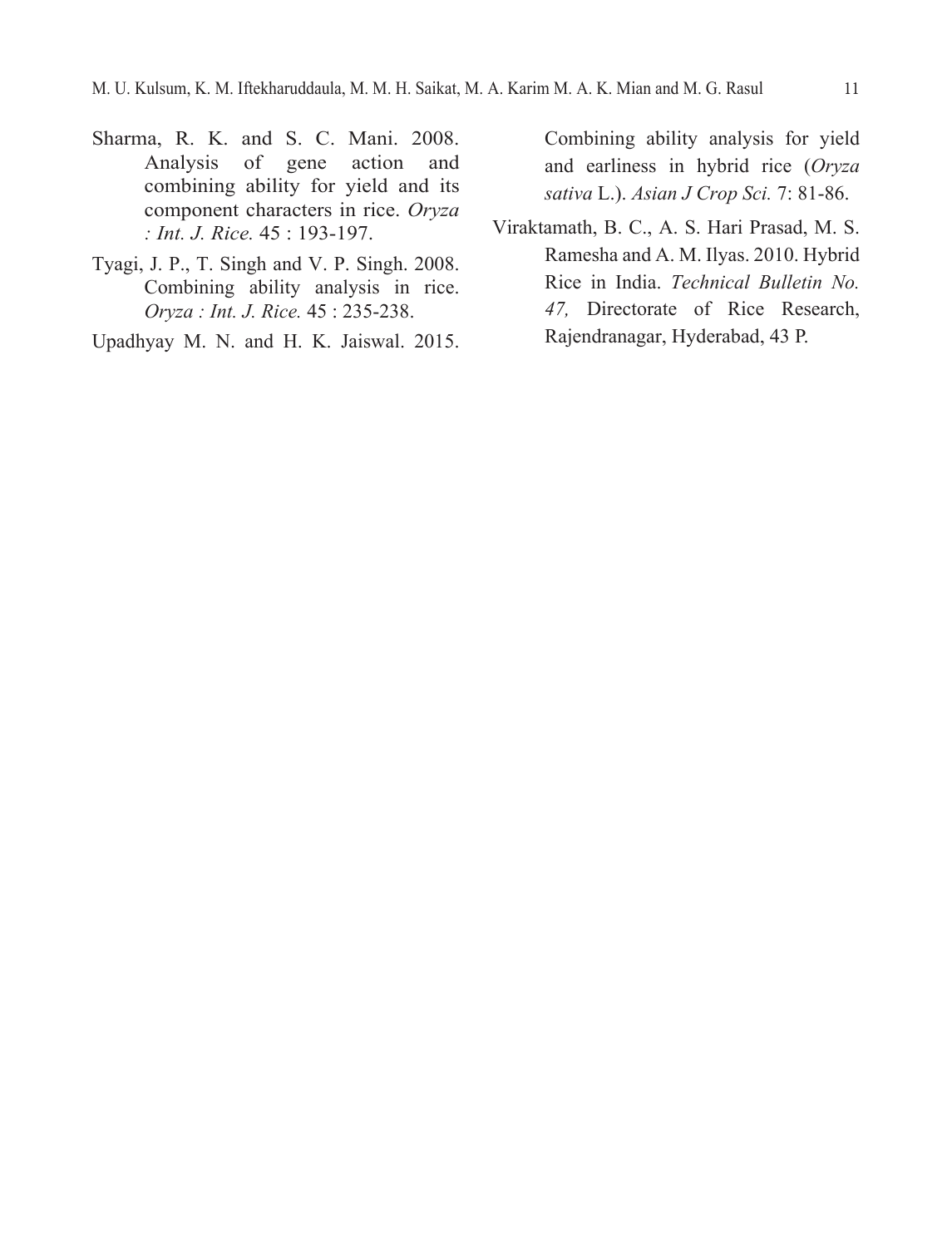Sharma, R. K. and S. C. Mani. 2008. Analysis of gene action and combining ability for yield and its component characters in rice. *Oryza : Int. J. Rice.* 45 : 193-197.

Tyagi, J. P., T. Singh and V. P. Singh. 2008. Combining ability analysis in rice. *Oryza : Int. J. Rice.* 45 : 235-238.

Upadhyay M. N. and H. K. Jaiswal. 2015. Combining ability analysis for yield and earliness in hybrid rice (*Oryza sativa* L.). *Asian J Crop Sci.* 7: 81-86.

Viraktamath, B. C., A. S. Hari Prasad, M. S. Ramesha and A. M. Ilyas. 2010. Hybrid Rice in India. *Technical Bulletin No. 47,* Directorate of Rice Research, Rajendranagar, Hyderabad, 43 P.